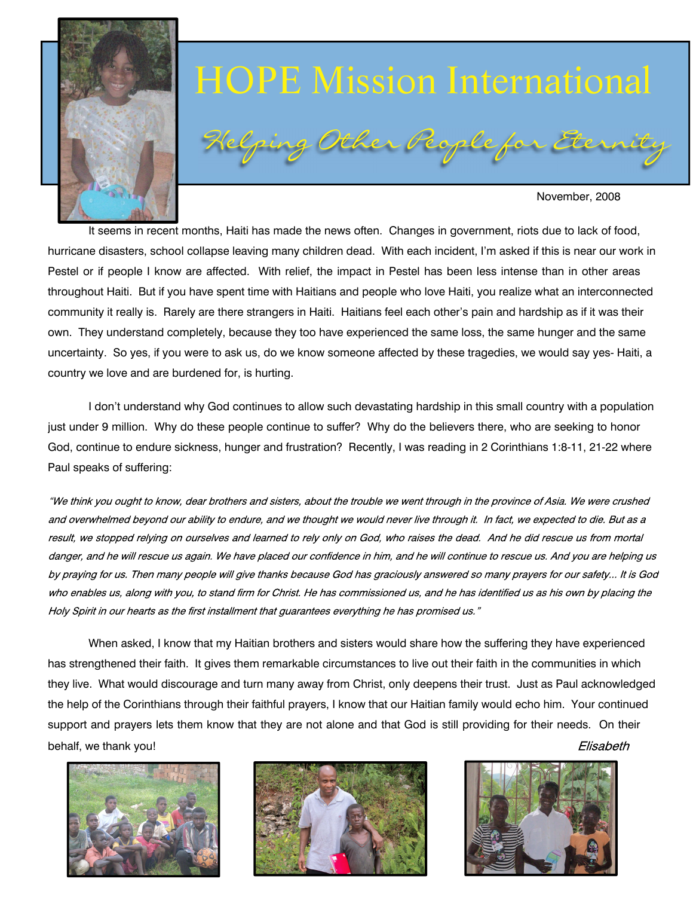# HOPE Mission International

## *Helping Other People for Eternity*

November, 2008

It seems in recent months, Haiti has made the news often. Changes in government, riots due to lack of food, hurricane disasters, school collapse leaving many children dead. With each incident, I'm asked if this is near our work in Pestel or if people I know are affected. With relief, the impact in Pestel has been less intense than in other areas throughout Haiti. But if you have spent time with Haitians and people who love Haiti, you realize what an interconnected community it really is. Rarely are there strangers in Haiti. Haitians feel each other's pain and hardship as if it was their own. They understand completely, because they too have experienced the same loss, the same hunger and the same uncertainty. So yes, if you were to ask us, do we know someone affected by these tragedies, we would say yes- Haiti, a country we love and are burdened for, is hurting.

I don't understand why God continues to allow such devastating hardship in this small country with a population just under 9 million. Why do these people continue to suffer? Why do the believers there, who are seeking to honor God, continue to endure sickness, hunger and frustration? Recently, I was reading in 2 Corinthians 1:8-11, 21-22 where Paul speaks of suffering:

*"We think you ought to know, dear brothers and sisters, about the trouble we went through in the province of Asia. We were crushed and overwhelmed beyond our ability to endure, and we thought we would never live through it. In fact, we expected to die. But as a result, we stopped relying on ourselves and learned to rely only on God, who raises the dead. And he did rescue us from mortal danger, and he will rescue us again. We have placed our confidence in him, and he will continue to rescue us. And you are helping us by praying for us. Then many people will give thanks because God has graciously answered so many prayers for our safety... It is God who enables us, along with you, to stand firm for Christ. He has commissioned us, and he has identified us as his own by placing the Holy Spirit in our hearts as the first installment that guarantees everything he has promised us."*

When asked, I know that my Haitian brothers and sisters would share how the suffering they have experienced has strengthened their faith. It gives them remarkable circumstances to live out their faith in the communities in which they live. What would discourage and turn many away from Christ, only deepens their trust. Just as Paul acknowledged the help of the Corinthians through their faithful prayers, I know that our Haitian family would echo him. Your continued support and prayers lets them know that they are not alone and that God is still providing for their needs. On their behalf, we thank you!

*Elisabeth*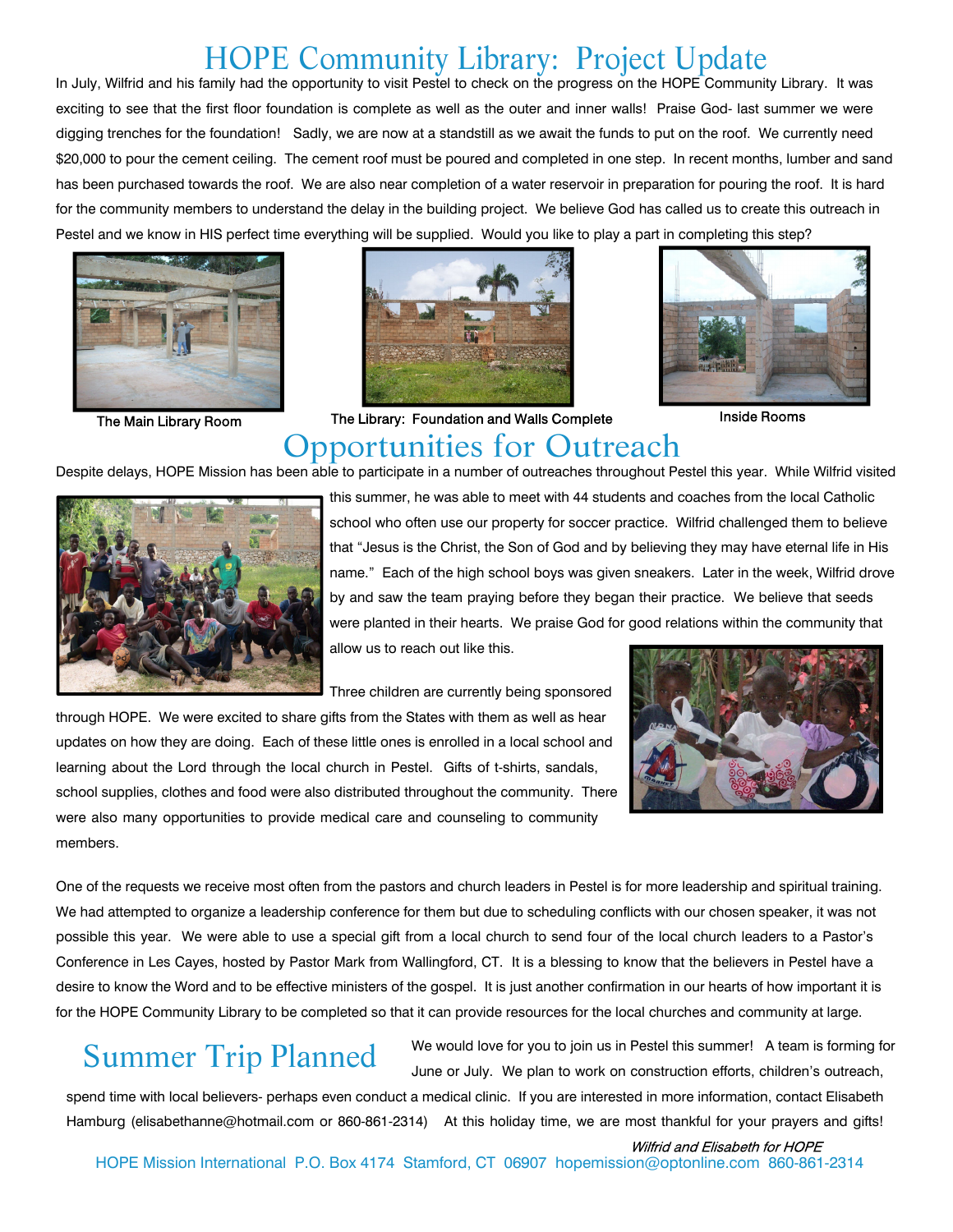# HOPE Community Library: Project Update

In July, Wilfrid and his family had the opportunity to visit Pestel to check on the progress on the HOPE Community Library. It was exciting to see that the first floor foundation is complete as well as the outer and inner walls! Praise God- last summer we were digging trenches for the foundation! Sadly, we are now at a standstill as we await the funds to put on the roof. We currently need $20,000 to pour the cement ceiling. The cement roof must be poured and completed in one step. In recent months, lumber and sand has been purchased towards the roof. We are also near completion of a water reservoir in preparation for pouring the roof. It is hard for the community members to understand the delay in the building project. We believe God has called us to create this outreach in Pestel and we know in HIS perfect time everything will be supplied. Would you like to play a part in completing this step?

The Main Library Room

The Library: Foundation and Walls Complete

Inside Rooms

# Opportunities for Outreach

Despite delays, HOPE Mission has been able to participate in a number of outreaches throughout Pestel this year. While Wilfrid visited this summer, he was able to meet with 44 students and coaches from the local Catholic school who often use our property for soccer practice. Wilfrid challenged them to believe that "Jesus is the Christ, the Son of God and by believing they may have eternal life in His name." Each of the high school boys was given sneakers. Later in the week, Wilfrid drove by and saw the team praying before they began their practice. We believe that seeds were planted in their hearts. We praise God for good relations within the community that allow us to reach out like this.

Three children are currently being sponsored through HOPE. We were excited to share gifts from the States with them as well as hear updates on how they are doing. Each of these little ones is enrolled in a local school and learning about the Lord through the local church in Pestel. Gifts of t-shirts, sandals, school supplies, clothes and food were also distributed throughout the community. There were also many opportunities to provide medical care and counseling to community members.

One of the requests we receive most often from the pastors and church leaders in Pestel is for more leadership and spiritual training. We had attempted to organize a leadership conference for them but due to scheduling conflicts with our chosen speaker, it was not possible this year. We were able to use a special gift from a local church to send four of the local church leaders to a Pastor's Conference in Les Cayes, hosted by Pastor Mark from Wallingford, CT. It is a blessing to know that the believers in Pestel have a desire to know the Word and to be effective ministers of the gospel. It is just another confirmation in our hearts of how important it is for the HOPE Community Library to be completed so that it can provide resources for the local churches and community at large.

# Summer Trip Planned

We would love for you to join us in Pestel this summer! A team is forming for June or July. We plan to work on construction efforts, children's outreach, spend time with local believers- perhaps even conduct a medical clinic. If you are interested in more information, contact Elisabeth Hamburg (elisabethanne@hotmail.com or 860-861-2314) At this holiday time, we are most thankful for your prayers and gifts!

*Wilfrid and Elisabeth for HOPE*

HOPE Mission International P.O. Box 4174 Stamford, CT 06907 hopemission@optonline.com 860-861-2314